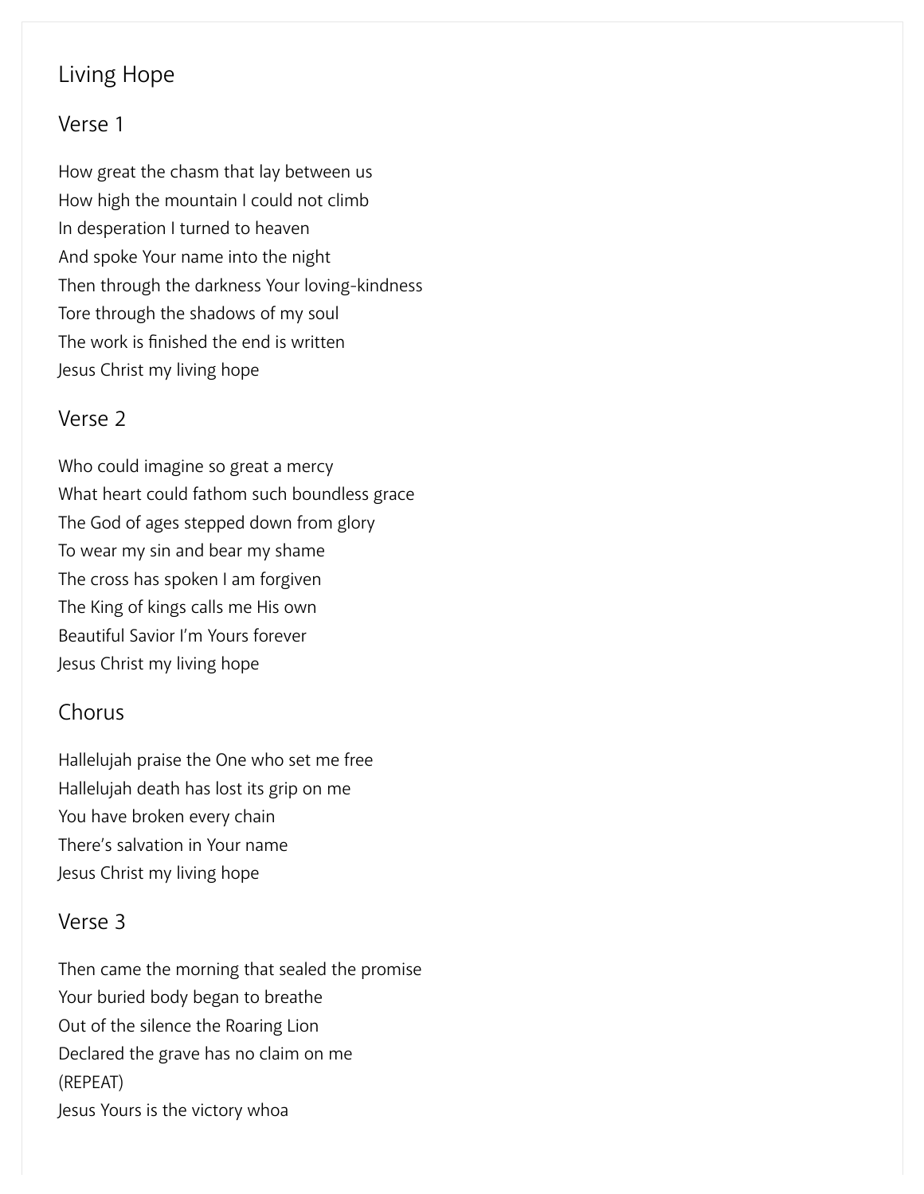# Living Hope

## Verse 1

How great the chasm that lay between us
How high the mountain I could not climb
In desperation I turned to heaven
And spoke Your name into the night
Then through the darkness Your loving-kindness
Tore through the shadows of my soul
The work is finished the end is written
Jesus Christ my living hope

## Verse 2

Who could imagine so great a mercy
What heart could fathom such boundless grace
The God of ages stepped down from glory
To wear my sin and bear my shame
The cross has spoken I am forgiven
The King of kings calls me His own
Beautiful Savior I'm Yours forever
Jesus Christ my living hope

## Chorus

Hallelujah praise the One who set me free
Hallelujah death has lost its grip on me
You have broken every chain
There's salvation in Your name
Jesus Christ my living hope

## Verse 3

Then came the morning that sealed the promise
Your buried body began to breathe
Out of the silence the Roaring Lion
Declared the grave has no claim on me
(REPEAT)
Jesus Yours is the victory whoa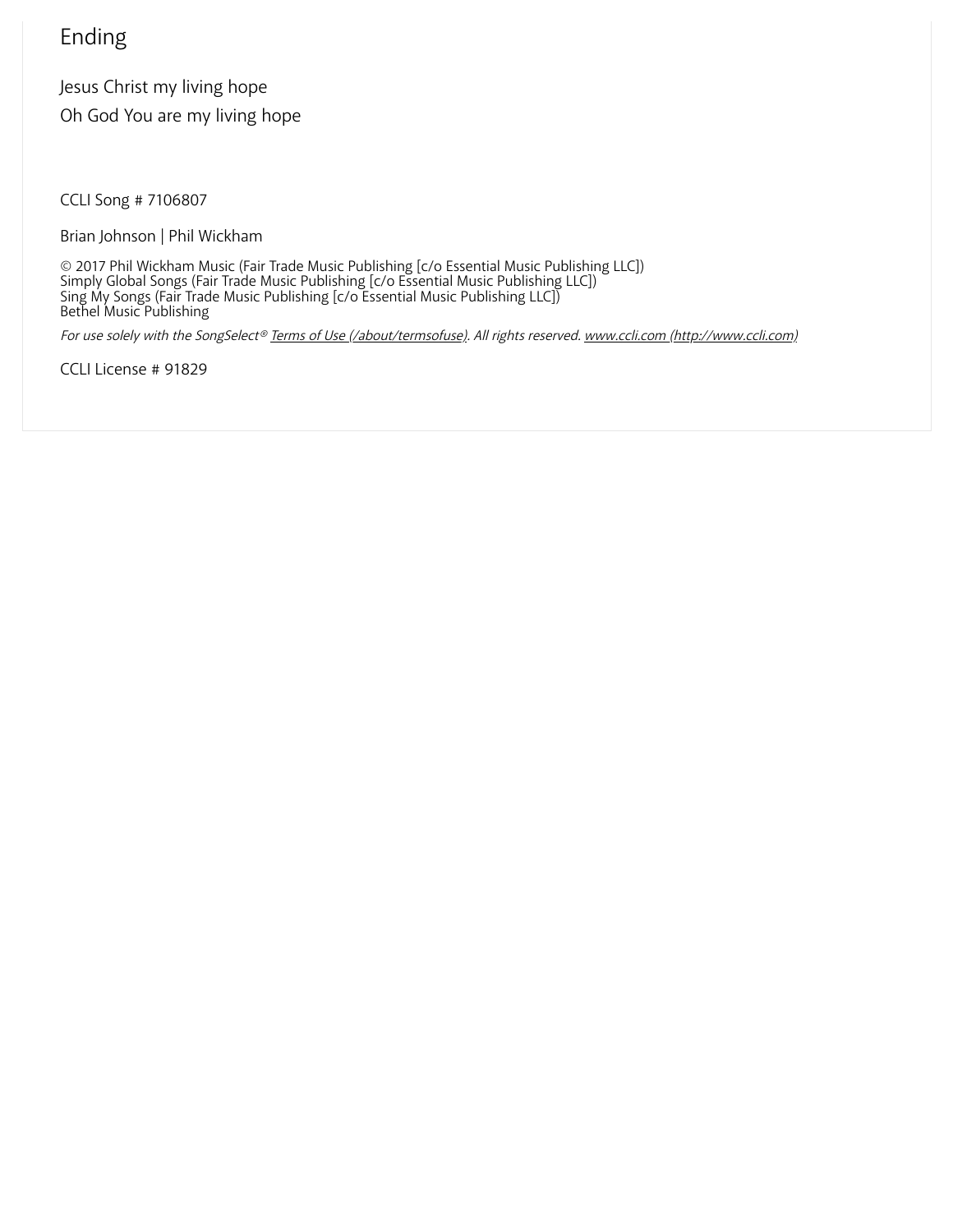## Ending

Jesus Christ my living hope
Oh God You are my living hope

CCLI Song # 7106807

Brian Johnson | Phil Wickham

© 2017 Phil Wickham Music (Fair Trade Music Publishing [c/o Essential Music Publishing LLC])
Simply Global Songs (Fair Trade Music Publishing [c/o Essential Music Publishing LLC])
Sing My Songs (Fair Trade Music Publishing [c/o Essential Music Publishing LLC])
Bethel Music Publishing

*For use solely with the SongSelect® Terms of Use (/about/termsofuse). All rights reserved. www.ccli.com (http://www.ccli.com)*

CCLI License # 91829